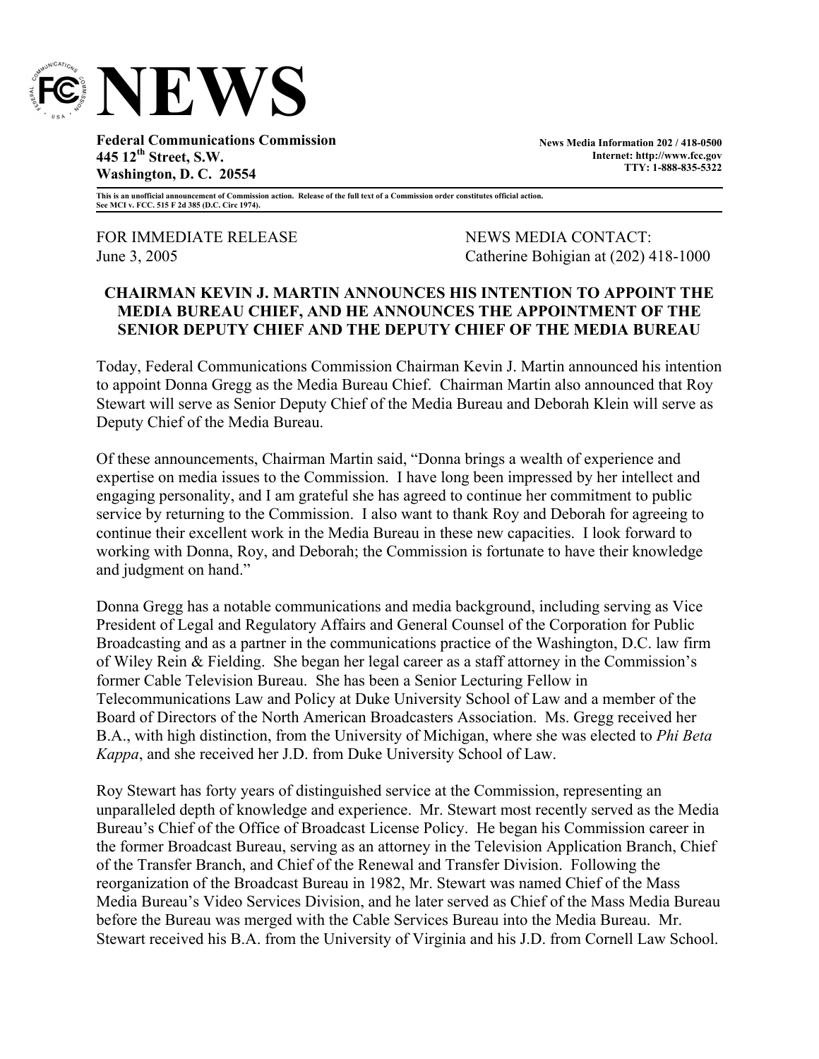# NEWS

**Federal Communications Commission**
**445 12th Street, S.W.**
**Washington, D. C. 20554**

**News Media Information 202 / 418-0500**
**Internet: http://www.fcc.gov**
**TTY: 1-888-835-5322**

**This is an unofficial announcement of Commission action. Release of the full text of a Commission order constitutes official action. See MCI v. FCC. 515 F 2d 385 (D.C. Circ 1974).**

FOR IMMEDIATE RELEASE
June 3, 2005

NEWS MEDIA CONTACT:
Catherine Bohigian at (202) 418-1000

## CHAIRMAN KEVIN J. MARTIN ANNOUNCES HIS INTENTION TO APPOINT THE MEDIA BUREAU CHIEF, AND HE ANNOUNCES THE APPOINTMENT OF THE SENIOR DEPUTY CHIEF AND THE DEPUTY CHIEF OF THE MEDIA BUREAU

Today, Federal Communications Commission Chairman Kevin J. Martin announced his intention to appoint Donna Gregg as the Media Bureau Chief. Chairman Martin also announced that Roy Stewart will serve as Senior Deputy Chief of the Media Bureau and Deborah Klein will serve as Deputy Chief of the Media Bureau.

Of these announcements, Chairman Martin said, "Donna brings a wealth of experience and expertise on media issues to the Commission. I have long been impressed by her intellect and engaging personality, and I am grateful she has agreed to continue her commitment to public service by returning to the Commission. I also want to thank Roy and Deborah for agreeing to continue their excellent work in the Media Bureau in these new capacities. I look forward to working with Donna, Roy, and Deborah; the Commission is fortunate to have their knowledge and judgment on hand."

Donna Gregg has a notable communications and media background, including serving as Vice President of Legal and Regulatory Affairs and General Counsel of the Corporation for Public Broadcasting and as a partner in the communications practice of the Washington, D.C. law firm of Wiley Rein & Fielding. She began her legal career as a staff attorney in the Commission's former Cable Television Bureau. She has been a Senior Lecturing Fellow in Telecommunications Law and Policy at Duke University School of Law and a member of the Board of Directors of the North American Broadcasters Association. Ms. Gregg received her B.A., with high distinction, from the University of Michigan, where she was elected to *Phi Beta Kappa*, and she received her J.D. from Duke University School of Law.

Roy Stewart has forty years of distinguished service at the Commission, representing an unparalleled depth of knowledge and experience. Mr. Stewart most recently served as the Media Bureau's Chief of the Office of Broadcast License Policy. He began his Commission career in the former Broadcast Bureau, serving as an attorney in the Television Application Branch, Chief of the Transfer Branch, and Chief of the Renewal and Transfer Division. Following the reorganization of the Broadcast Bureau in 1982, Mr. Stewart was named Chief of the Mass Media Bureau's Video Services Division, and he later served as Chief of the Mass Media Bureau before the Bureau was merged with the Cable Services Bureau into the Media Bureau. Mr. Stewart received his B.A. from the University of Virginia and his J.D. from Cornell Law School.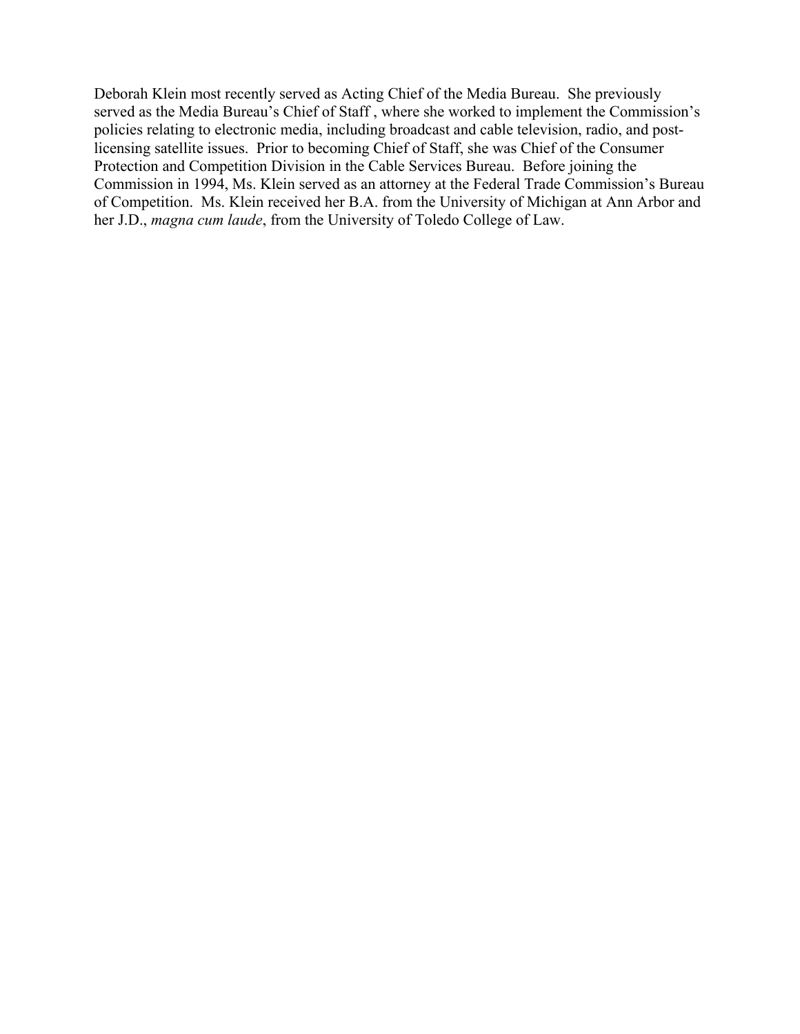Deborah Klein most recently served as Acting Chief of the Media Bureau. She previously served as the Media Bureau's Chief of Staff , where she worked to implement the Commission's policies relating to electronic media, including broadcast and cable television, radio, and post-licensing satellite issues. Prior to becoming Chief of Staff, she was Chief of the Consumer Protection and Competition Division in the Cable Services Bureau. Before joining the Commission in 1994, Ms. Klein served as an attorney at the Federal Trade Commission's Bureau of Competition. Ms. Klein received her B.A. from the University of Michigan at Ann Arbor and her J.D., *magna cum laude*, from the University of Toledo College of Law.